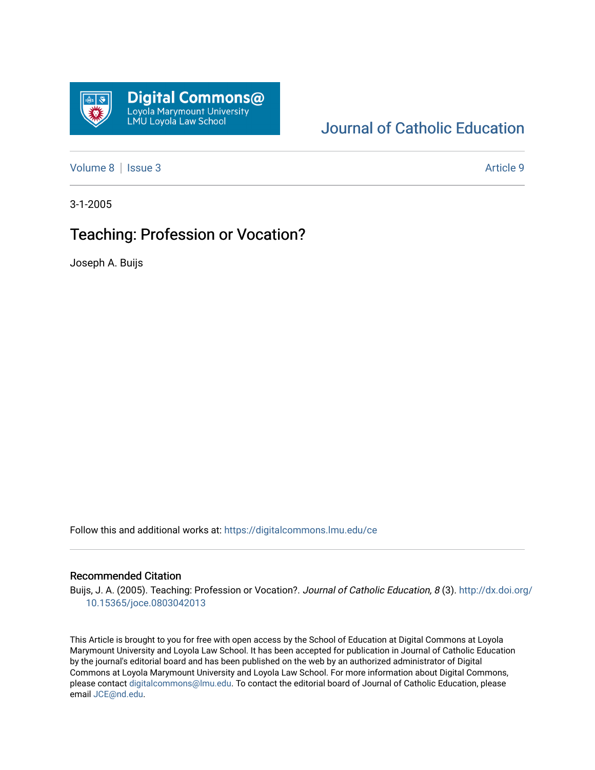Digital Commons@ Loyola Marymount University LMU Loyola Law School

Journal of Catholic Education

Volume 8 | Issue 3 — Article 9

3-1-2005

# Teaching: Profession or Vocation?

Joseph A. Buijs

Follow this and additional works at: https://digitalcommons.lmu.edu/ce

## Recommended Citation

Buijs, J. A. (2005). Teaching: Profession or Vocation?. *Journal of Catholic Education, 8* (3). http://dx.doi.org/10.15365/joce.0803042013

This Article is brought to you for free with open access by the School of Education at Digital Commons at Loyola Marymount University and Loyola Law School. It has been accepted for publication in Journal of Catholic Education by the journal's editorial board and has been published on the web by an authorized administrator of Digital Commons at Loyola Marymount University and Loyola Law School. For more information about Digital Commons, please contact digitalcommons@lmu.edu. To contact the editorial board of Journal of Catholic Education, please email JCE@nd.edu.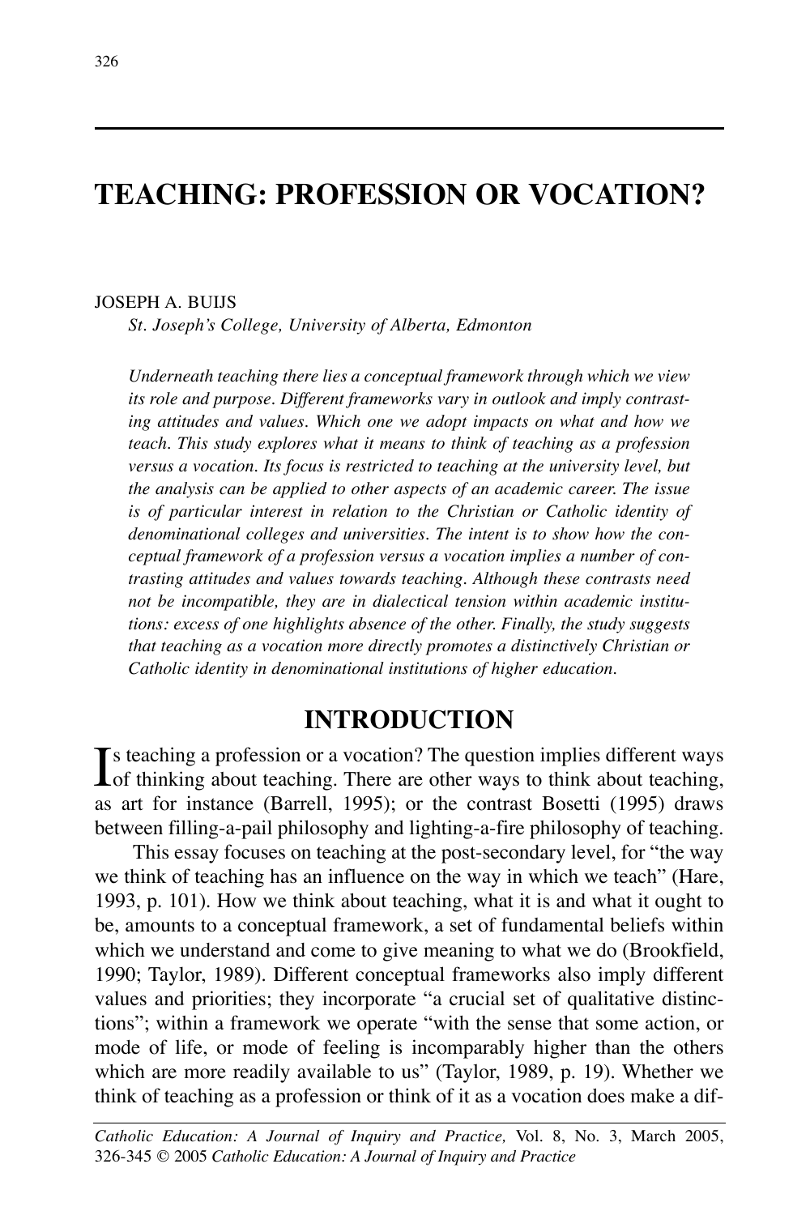# TEACHING: PROFESSION OR VOCATION?

JOSEPH A. BUIJS
*St. Joseph's College, University of Alberta, Edmonton*

*Underneath teaching there lies a conceptual framework through which we view its role and purpose. Different frameworks vary in outlook and imply contrasting attitudes and values. Which one we adopt impacts on what and how we teach. This study explores what it means to think of teaching as a profession versus a vocation. Its focus is restricted to teaching at the university level, but the analysis can be applied to other aspects of an academic career. The issue is of particular interest in relation to the Christian or Catholic identity of denominational colleges and universities. The intent is to show how the conceptual framework of a profession versus a vocation implies a number of contrasting attitudes and values towards teaching. Although these contrasts need not be incompatible, they are in dialectical tension within academic institutions: excess of one highlights absence of the other. Finally, the study suggests that teaching as a vocation more directly promotes a distinctively Christian or Catholic identity in denominational institutions of higher education.*

## INTRODUCTION

Is teaching a profession or a vocation? The question implies different ways of thinking about teaching. There are other ways to think about teaching, as art for instance (Barrell, 1995); or the contrast Bosetti (1995) draws between filling-a-pail philosophy and lighting-a-fire philosophy of teaching.

This essay focuses on teaching at the post-secondary level, for "the way we think of teaching has an influence on the way in which we teach" (Hare, 1993, p. 101). How we think about teaching, what it is and what it ought to be, amounts to a conceptual framework, a set of fundamental beliefs within which we understand and come to give meaning to what we do (Brookfield, 1990; Taylor, 1989). Different conceptual frameworks also imply different values and priorities; they incorporate "a crucial set of qualitative distinctions"; within a framework we operate "with the sense that some action, or mode of life, or mode of feeling is incomparably higher than the others which are more readily available to us" (Taylor, 1989, p. 19). Whether we think of teaching as a profession or think of it as a vocation does make a dif-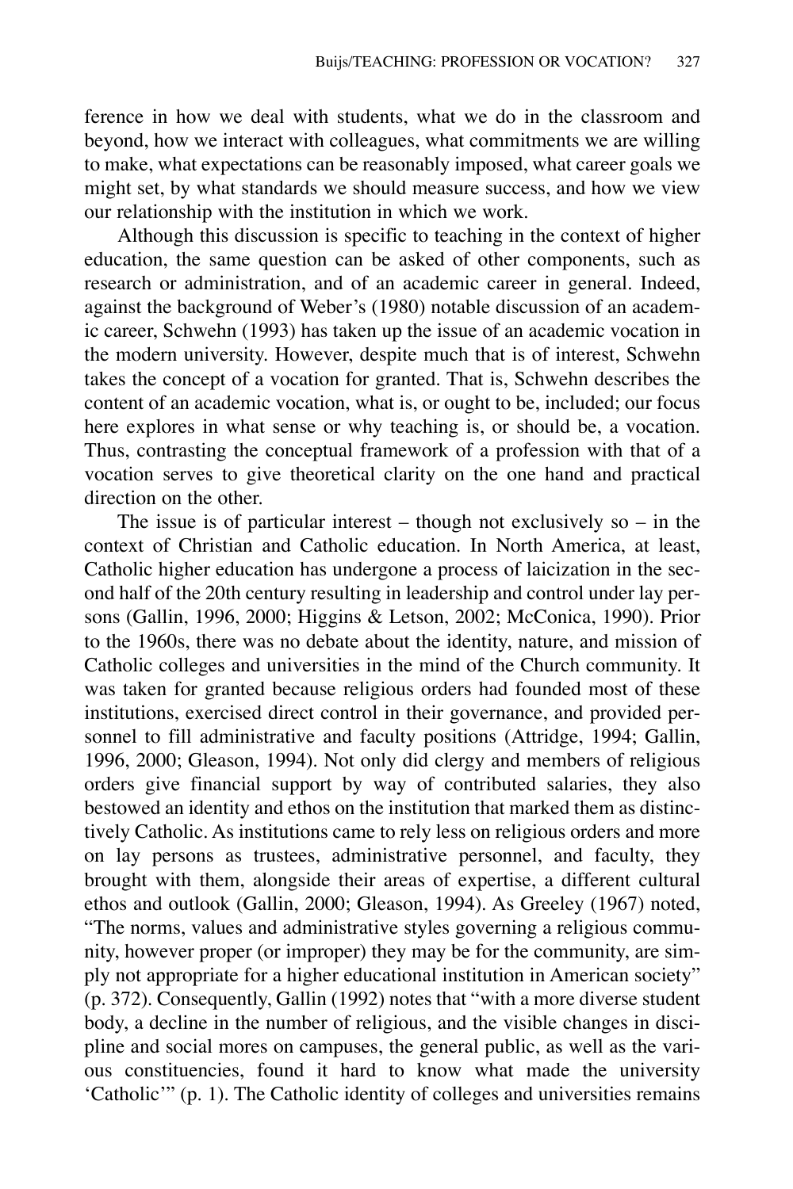ference in how we deal with students, what we do in the classroom and beyond, how we interact with colleagues, what commitments we are willing to make, what expectations can be reasonably imposed, what career goals we might set, by what standards we should measure success, and how we view our relationship with the institution in which we work.

Although this discussion is specific to teaching in the context of higher education, the same question can be asked of other components, such as research or administration, and of an academic career in general. Indeed, against the background of Weber's (1980) notable discussion of an academic career, Schwehn (1993) has taken up the issue of an academic vocation in the modern university. However, despite much that is of interest, Schwehn takes the concept of a vocation for granted. That is, Schwehn describes the content of an academic vocation, what is, or ought to be, included; our focus here explores in what sense or why teaching is, or should be, a vocation. Thus, contrasting the conceptual framework of a profession with that of a vocation serves to give theoretical clarity on the one hand and practical direction on the other.

The issue is of particular interest – though not exclusively so – in the context of Christian and Catholic education. In North America, at least, Catholic higher education has undergone a process of laicization in the second half of the 20th century resulting in leadership and control under lay persons (Gallin, 1996, 2000; Higgins & Letson, 2002; McConica, 1990). Prior to the 1960s, there was no debate about the identity, nature, and mission of Catholic colleges and universities in the mind of the Church community. It was taken for granted because religious orders had founded most of these institutions, exercised direct control in their governance, and provided personnel to fill administrative and faculty positions (Attridge, 1994; Gallin, 1996, 2000; Gleason, 1994). Not only did clergy and members of religious orders give financial support by way of contributed salaries, they also bestowed an identity and ethos on the institution that marked them as distinctively Catholic. As institutions came to rely less on religious orders and more on lay persons as trustees, administrative personnel, and faculty, they brought with them, alongside their areas of expertise, a different cultural ethos and outlook (Gallin, 2000; Gleason, 1994). As Greeley (1967) noted, "The norms, values and administrative styles governing a religious community, however proper (or improper) they may be for the community, are simply not appropriate for a higher educational institution in American society" (p. 372). Consequently, Gallin (1992) notes that "with a more diverse student body, a decline in the number of religious, and the visible changes in discipline and social mores on campuses, the general public, as well as the various constituencies, found it hard to know what made the university 'Catholic'" (p. 1). The Catholic identity of colleges and universities remains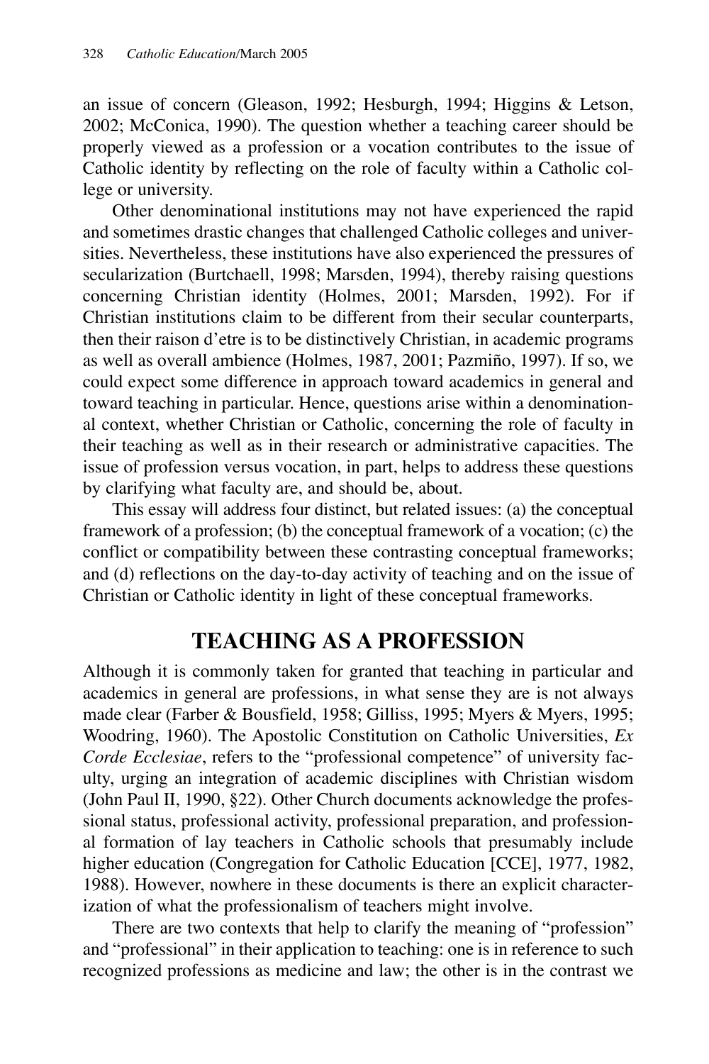an issue of concern (Gleason, 1992; Hesburgh, 1994; Higgins & Letson, 2002; McConica, 1990). The question whether a teaching career should be properly viewed as a profession or a vocation contributes to the issue of Catholic identity by reflecting on the role of faculty within a Catholic college or university.

Other denominational institutions may not have experienced the rapid and sometimes drastic changes that challenged Catholic colleges and universities. Nevertheless, these institutions have also experienced the pressures of secularization (Burtchaell, 1998; Marsden, 1994), thereby raising questions concerning Christian identity (Holmes, 2001; Marsden, 1992). For if Christian institutions claim to be different from their secular counterparts, then their raison d'etre is to be distinctively Christian, in academic programs as well as overall ambience (Holmes, 1987, 2001; Pazmiño, 1997). If so, we could expect some difference in approach toward academics in general and toward teaching in particular. Hence, questions arise within a denominational context, whether Christian or Catholic, concerning the role of faculty in their teaching as well as in their research or administrative capacities. The issue of profession versus vocation, in part, helps to address these questions by clarifying what faculty are, and should be, about.

This essay will address four distinct, but related issues: (a) the conceptual framework of a profession; (b) the conceptual framework of a vocation; (c) the conflict or compatibility between these contrasting conceptual frameworks; and (d) reflections on the day-to-day activity of teaching and on the issue of Christian or Catholic identity in light of these conceptual frameworks.

## TEACHING AS A PROFESSION

Although it is commonly taken for granted that teaching in particular and academics in general are professions, in what sense they are is not always made clear (Farber & Bousfield, 1958; Gilliss, 1995; Myers & Myers, 1995; Woodring, 1960). The Apostolic Constitution on Catholic Universities, *Ex Corde Ecclesiae*, refers to the "professional competence" of university faculty, urging an integration of academic disciplines with Christian wisdom (John Paul II, 1990, §22). Other Church documents acknowledge the professional status, professional activity, professional preparation, and professional formation of lay teachers in Catholic schools that presumably include higher education (Congregation for Catholic Education [CCE], 1977, 1982, 1988). However, nowhere in these documents is there an explicit characterization of what the professionalism of teachers might involve.

There are two contexts that help to clarify the meaning of "profession" and "professional" in their application to teaching: one is in reference to such recognized professions as medicine and law; the other is in the contrast we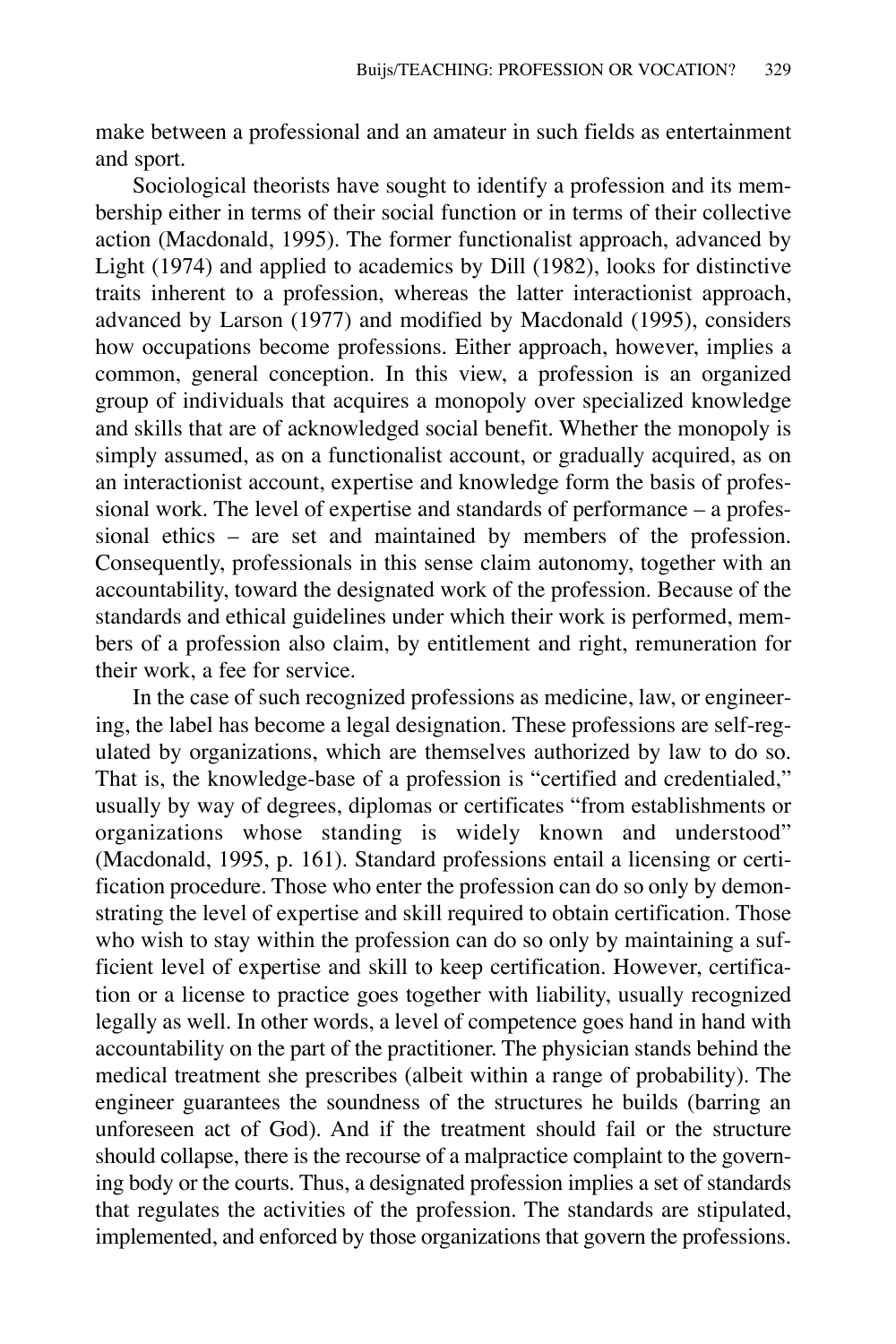make between a professional and an amateur in such fields as entertainment and sport.

Sociological theorists have sought to identify a profession and its membership either in terms of their social function or in terms of their collective action (Macdonald, 1995). The former functionalist approach, advanced by Light (1974) and applied to academics by Dill (1982), looks for distinctive traits inherent to a profession, whereas the latter interactionist approach, advanced by Larson (1977) and modified by Macdonald (1995), considers how occupations become professions. Either approach, however, implies a common, general conception. In this view, a profession is an organized group of individuals that acquires a monopoly over specialized knowledge and skills that are of acknowledged social benefit. Whether the monopoly is simply assumed, as on a functionalist account, or gradually acquired, as on an interactionist account, expertise and knowledge form the basis of professional work. The level of expertise and standards of performance – a professional ethics – are set and maintained by members of the profession. Consequently, professionals in this sense claim autonomy, together with an accountability, toward the designated work of the profession. Because of the standards and ethical guidelines under which their work is performed, members of a profession also claim, by entitlement and right, remuneration for their work, a fee for service.

In the case of such recognized professions as medicine, law, or engineering, the label has become a legal designation. These professions are self-regulated by organizations, which are themselves authorized by law to do so. That is, the knowledge-base of a profession is "certified and credentialed," usually by way of degrees, diplomas or certificates "from establishments or organizations whose standing is widely known and understood" (Macdonald, 1995, p. 161). Standard professions entail a licensing or certification procedure. Those who enter the profession can do so only by demonstrating the level of expertise and skill required to obtain certification. Those who wish to stay within the profession can do so only by maintaining a sufficient level of expertise and skill to keep certification. However, certification or a license to practice goes together with liability, usually recognized legally as well. In other words, a level of competence goes hand in hand with accountability on the part of the practitioner. The physician stands behind the medical treatment she prescribes (albeit within a range of probability). The engineer guarantees the soundness of the structures he builds (barring an unforeseen act of God). And if the treatment should fail or the structure should collapse, there is the recourse of a malpractice complaint to the governing body or the courts. Thus, a designated profession implies a set of standards that regulates the activities of the profession. The standards are stipulated, implemented, and enforced by those organizations that govern the professions.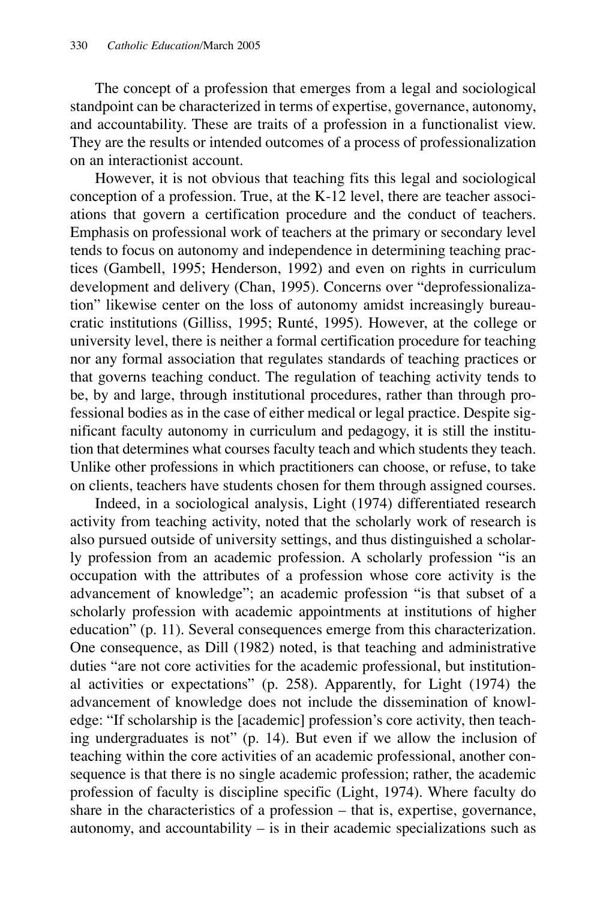The concept of a profession that emerges from a legal and sociological standpoint can be characterized in terms of expertise, governance, autonomy, and accountability. These are traits of a profession in a functionalist view. They are the results or intended outcomes of a process of professionalization on an interactionist account.

However, it is not obvious that teaching fits this legal and sociological conception of a profession. True, at the K-12 level, there are teacher associations that govern a certification procedure and the conduct of teachers. Emphasis on professional work of teachers at the primary or secondary level tends to focus on autonomy and independence in determining teaching practices (Gambell, 1995; Henderson, 1992) and even on rights in curriculum development and delivery (Chan, 1995). Concerns over "deprofessionalization" likewise center on the loss of autonomy amidst increasingly bureaucratic institutions (Gilliss, 1995; Runté, 1995). However, at the college or university level, there is neither a formal certification procedure for teaching nor any formal association that regulates standards of teaching practices or that governs teaching conduct. The regulation of teaching activity tends to be, by and large, through institutional procedures, rather than through professional bodies as in the case of either medical or legal practice. Despite significant faculty autonomy in curriculum and pedagogy, it is still the institution that determines what courses faculty teach and which students they teach. Unlike other professions in which practitioners can choose, or refuse, to take on clients, teachers have students chosen for them through assigned courses.

Indeed, in a sociological analysis, Light (1974) differentiated research activity from teaching activity, noted that the scholarly work of research is also pursued outside of university settings, and thus distinguished a scholarly profession from an academic profession. A scholarly profession "is an occupation with the attributes of a profession whose core activity is the advancement of knowledge"; an academic profession "is that subset of a scholarly profession with academic appointments at institutions of higher education" (p. 11). Several consequences emerge from this characterization. One consequence, as Dill (1982) noted, is that teaching and administrative duties "are not core activities for the academic professional, but institutional activities or expectations" (p. 258). Apparently, for Light (1974) the advancement of knowledge does not include the dissemination of knowledge: "If scholarship is the [academic] profession's core activity, then teaching undergraduates is not" (p. 14). But even if we allow the inclusion of teaching within the core activities of an academic professional, another consequence is that there is no single academic profession; rather, the academic profession of faculty is discipline specific (Light, 1974). Where faculty do share in the characteristics of a profession – that is, expertise, governance, autonomy, and accountability – is in their academic specializations such as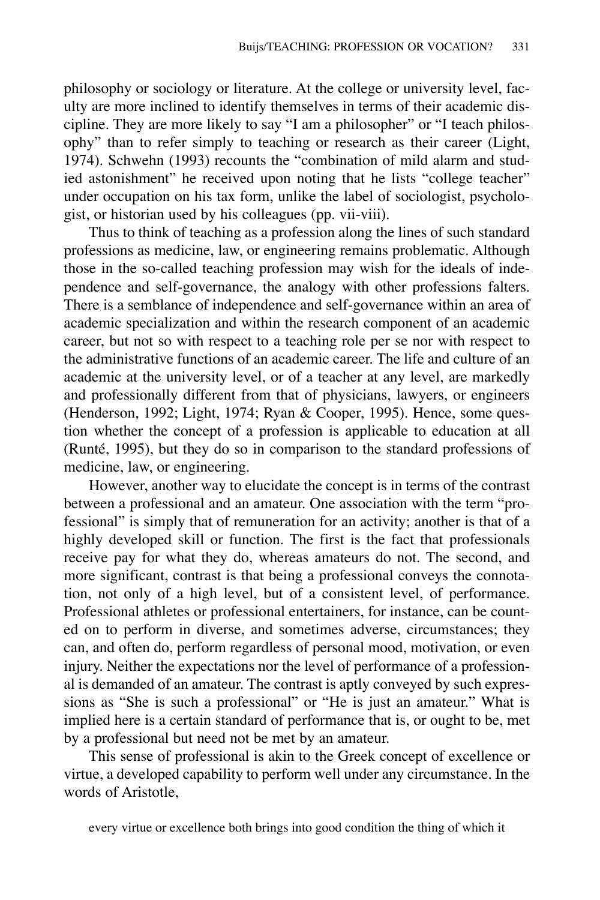philosophy or sociology or literature. At the college or university level, faculty are more inclined to identify themselves in terms of their academic discipline. They are more likely to say "I am a philosopher" or "I teach philosophy" than to refer simply to teaching or research as their career (Light, 1974). Schwehn (1993) recounts the "combination of mild alarm and studied astonishment" he received upon noting that he lists "college teacher" under occupation on his tax form, unlike the label of sociologist, psychologist, or historian used by his colleagues (pp. vii-viii).

Thus to think of teaching as a profession along the lines of such standard professions as medicine, law, or engineering remains problematic. Although those in the so-called teaching profession may wish for the ideals of independence and self-governance, the analogy with other professions falters. There is a semblance of independence and self-governance within an area of academic specialization and within the research component of an academic career, but not so with respect to a teaching role per se nor with respect to the administrative functions of an academic career. The life and culture of an academic at the university level, or of a teacher at any level, are markedly and professionally different from that of physicians, lawyers, or engineers (Henderson, 1992; Light, 1974; Ryan & Cooper, 1995). Hence, some question whether the concept of a profession is applicable to education at all (Runté, 1995), but they do so in comparison to the standard professions of medicine, law, or engineering.

However, another way to elucidate the concept is in terms of the contrast between a professional and an amateur. One association with the term "professional" is simply that of remuneration for an activity; another is that of a highly developed skill or function. The first is the fact that professionals receive pay for what they do, whereas amateurs do not. The second, and more significant, contrast is that being a professional conveys the connotation, not only of a high level, but of a consistent level, of performance. Professional athletes or professional entertainers, for instance, can be counted on to perform in diverse, and sometimes adverse, circumstances; they can, and often do, perform regardless of personal mood, motivation, or even injury. Neither the expectations nor the level of performance of a professional is demanded of an amateur. The contrast is aptly conveyed by such expressions as "She is such a professional" or "He is just an amateur." What is implied here is a certain standard of performance that is, or ought to be, met by a professional but need not be met by an amateur.

This sense of professional is akin to the Greek concept of excellence or virtue, a developed capability to perform well under any circumstance. In the words of Aristotle,

> every virtue or excellence both brings into good condition the thing of which it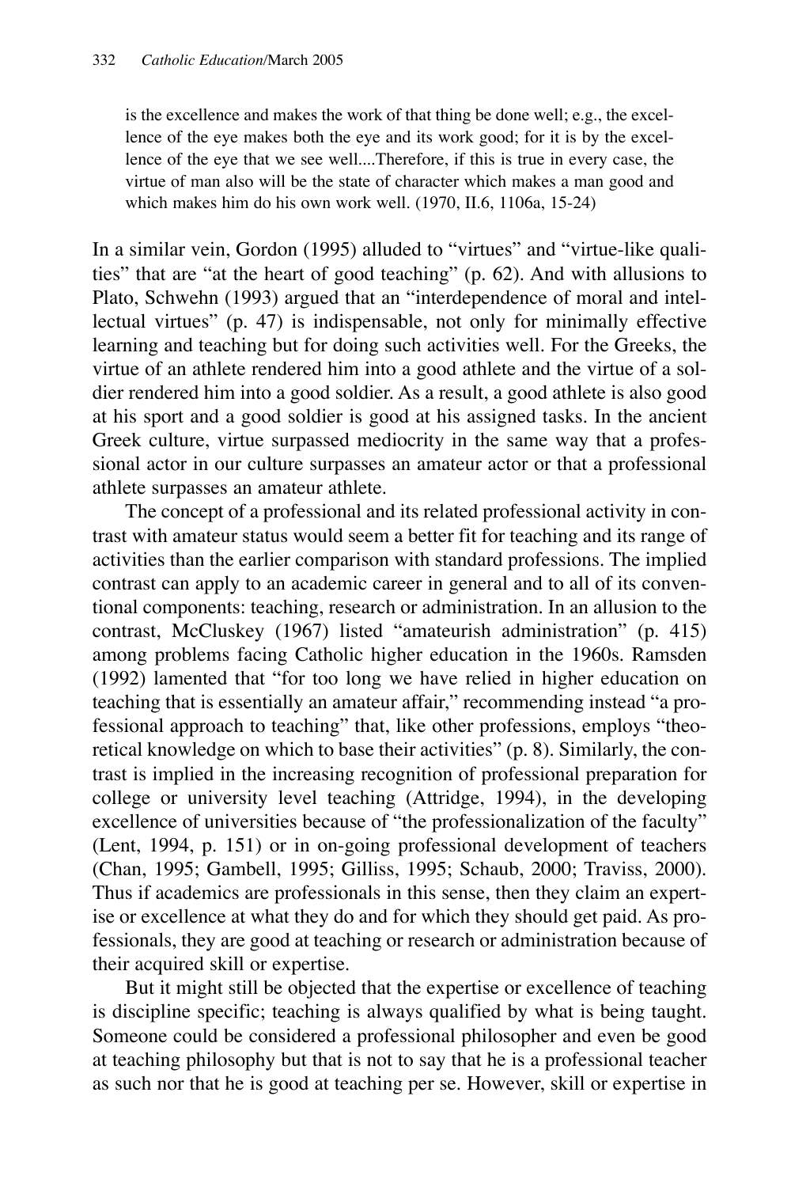> is the excellence and makes the work of that thing be done well; e.g., the excellence of the eye makes both the eye and its work good; for it is by the excellence of the eye that we see well....Therefore, if this is true in every case, the virtue of man also will be the state of character which makes a man good and which makes him do his own work well. (1970, II.6, 1106a, 15-24)

In a similar vein, Gordon (1995) alluded to "virtues" and "virtue-like qualities" that are "at the heart of good teaching" (p. 62). And with allusions to Plato, Schwehn (1993) argued that an "interdependence of moral and intellectual virtues" (p. 47) is indispensable, not only for minimally effective learning and teaching but for doing such activities well. For the Greeks, the virtue of an athlete rendered him into a good athlete and the virtue of a soldier rendered him into a good soldier. As a result, a good athlete is also good at his sport and a good soldier is good at his assigned tasks. In the ancient Greek culture, virtue surpassed mediocrity in the same way that a professional actor in our culture surpasses an amateur actor or that a professional athlete surpasses an amateur athlete.

The concept of a professional and its related professional activity in contrast with amateur status would seem a better fit for teaching and its range of activities than the earlier comparison with standard professions. The implied contrast can apply to an academic career in general and to all of its conventional components: teaching, research or administration. In an allusion to the contrast, McCluskey (1967) listed "amateurish administration" (p. 415) among problems facing Catholic higher education in the 1960s. Ramsden (1992) lamented that "for too long we have relied in higher education on teaching that is essentially an amateur affair," recommending instead "a professional approach to teaching" that, like other professions, employs "theoretical knowledge on which to base their activities" (p. 8). Similarly, the contrast is implied in the increasing recognition of professional preparation for college or university level teaching (Attridge, 1994), in the developing excellence of universities because of "the professionalization of the faculty" (Lent, 1994, p. 151) or in on-going professional development of teachers (Chan, 1995; Gambell, 1995; Gilliss, 1995; Schaub, 2000; Traviss, 2000). Thus if academics are professionals in this sense, then they claim an expertise or excellence at what they do and for which they should get paid. As professionals, they are good at teaching or research or administration because of their acquired skill or expertise.

But it might still be objected that the expertise or excellence of teaching is discipline specific; teaching is always qualified by what is being taught. Someone could be considered a professional philosopher and even be good at teaching philosophy but that is not to say that he is a professional teacher as such nor that he is good at teaching per se. However, skill or expertise in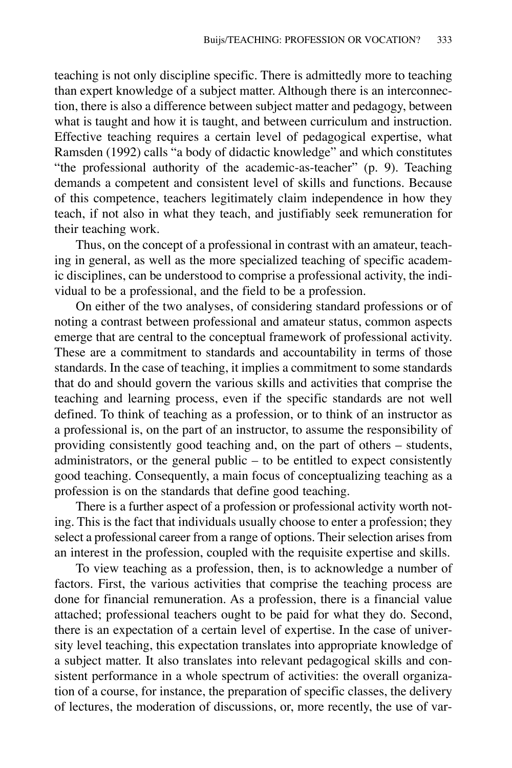teaching is not only discipline specific. There is admittedly more to teaching than expert knowledge of a subject matter. Although there is an interconnection, there is also a difference between subject matter and pedagogy, between what is taught and how it is taught, and between curriculum and instruction. Effective teaching requires a certain level of pedagogical expertise, what Ramsden (1992) calls "a body of didactic knowledge" and which constitutes "the professional authority of the academic-as-teacher" (p. 9). Teaching demands a competent and consistent level of skills and functions. Because of this competence, teachers legitimately claim independence in how they teach, if not also in what they teach, and justifiably seek remuneration for their teaching work.

Thus, on the concept of a professional in contrast with an amateur, teaching in general, as well as the more specialized teaching of specific academic disciplines, can be understood to comprise a professional activity, the individual to be a professional, and the field to be a profession.

On either of the two analyses, of considering standard professions or of noting a contrast between professional and amateur status, common aspects emerge that are central to the conceptual framework of professional activity. These are a commitment to standards and accountability in terms of those standards. In the case of teaching, it implies a commitment to some standards that do and should govern the various skills and activities that comprise the teaching and learning process, even if the specific standards are not well defined. To think of teaching as a profession, or to think of an instructor as a professional is, on the part of an instructor, to assume the responsibility of providing consistently good teaching and, on the part of others – students, administrators, or the general public – to be entitled to expect consistently good teaching. Consequently, a main focus of conceptualizing teaching as a profession is on the standards that define good teaching.

There is a further aspect of a profession or professional activity worth noting. This is the fact that individuals usually choose to enter a profession; they select a professional career from a range of options. Their selection arises from an interest in the profession, coupled with the requisite expertise and skills.

To view teaching as a profession, then, is to acknowledge a number of factors. First, the various activities that comprise the teaching process are done for financial remuneration. As a profession, there is a financial value attached; professional teachers ought to be paid for what they do. Second, there is an expectation of a certain level of expertise. In the case of university level teaching, this expectation translates into appropriate knowledge of a subject matter. It also translates into relevant pedagogical skills and consistent performance in a whole spectrum of activities: the overall organization of a course, for instance, the preparation of specific classes, the delivery of lectures, the moderation of discussions, or, more recently, the use of var-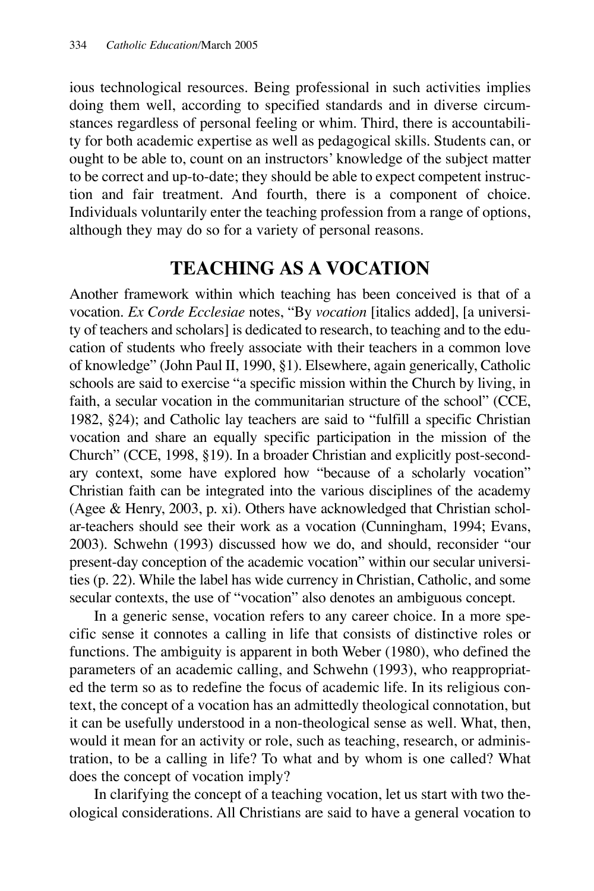ious technological resources. Being professional in such activities implies doing them well, according to specified standards and in diverse circumstances regardless of personal feeling or whim. Third, there is accountability for both academic expertise as well as pedagogical skills. Students can, or ought to be able to, count on an instructors' knowledge of the subject matter to be correct and up-to-date; they should be able to expect competent instruction and fair treatment. And fourth, there is a component of choice. Individuals voluntarily enter the teaching profession from a range of options, although they may do so for a variety of personal reasons.

## TEACHING AS A VOCATION

Another framework within which teaching has been conceived is that of a vocation. *Ex Corde Ecclesiae* notes, "By *vocation* [italics added], [a university of teachers and scholars] is dedicated to research, to teaching and to the education of students who freely associate with their teachers in a common love of knowledge" (John Paul II, 1990, §1). Elsewhere, again generically, Catholic schools are said to exercise "a specific mission within the Church by living, in faith, a secular vocation in the communitarian structure of the school" (CCE, 1982, §24); and Catholic lay teachers are said to "fulfill a specific Christian vocation and share an equally specific participation in the mission of the Church" (CCE, 1998, §19). In a broader Christian and explicitly post-secondary context, some have explored how "because of a scholarly vocation" Christian faith can be integrated into the various disciplines of the academy (Agee & Henry, 2003, p. xi). Others have acknowledged that Christian scholar-teachers should see their work as a vocation (Cunningham, 1994; Evans, 2003). Schwehn (1993) discussed how we do, and should, reconsider "our present-day conception of the academic vocation" within our secular universities (p. 22). While the label has wide currency in Christian, Catholic, and some secular contexts, the use of "vocation" also denotes an ambiguous concept.

In a generic sense, vocation refers to any career choice. In a more specific sense it connotes a calling in life that consists of distinctive roles or functions. The ambiguity is apparent in both Weber (1980), who defined the parameters of an academic calling, and Schwehn (1993), who reappropriated the term so as to redefine the focus of academic life. In its religious context, the concept of a vocation has an admittedly theological connotation, but it can be usefully understood in a non-theological sense as well. What, then, would it mean for an activity or role, such as teaching, research, or administration, to be a calling in life? To what and by whom is one called? What does the concept of vocation imply?

In clarifying the concept of a teaching vocation, let us start with two theological considerations. All Christians are said to have a general vocation to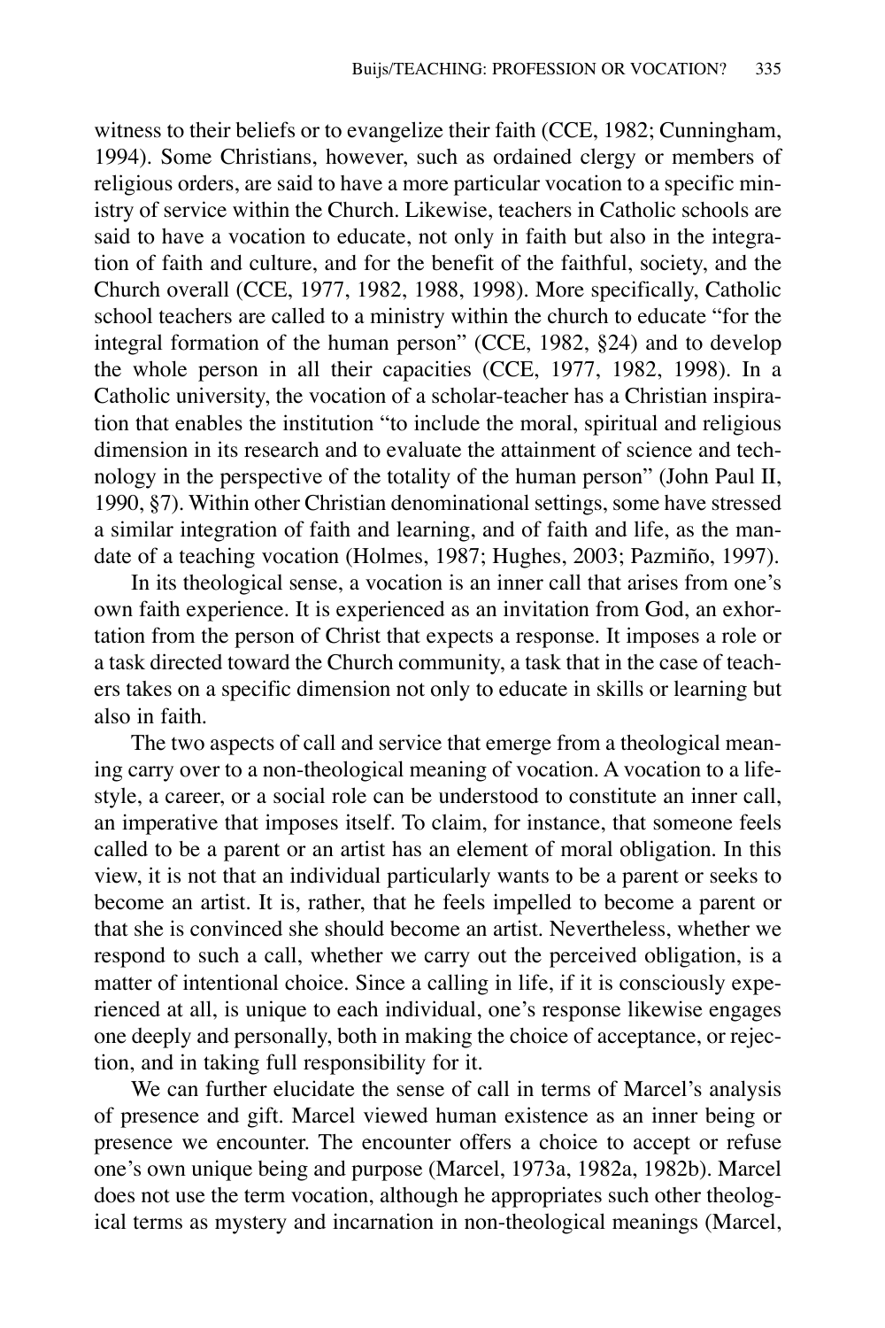witness to their beliefs or to evangelize their faith (CCE, 1982; Cunningham, 1994). Some Christians, however, such as ordained clergy or members of religious orders, are said to have a more particular vocation to a specific ministry of service within the Church. Likewise, teachers in Catholic schools are said to have a vocation to educate, not only in faith but also in the integration of faith and culture, and for the benefit of the faithful, society, and the Church overall (CCE, 1977, 1982, 1988, 1998). More specifically, Catholic school teachers are called to a ministry within the church to educate "for the integral formation of the human person" (CCE, 1982, §24) and to develop the whole person in all their capacities (CCE, 1977, 1982, 1998). In a Catholic university, the vocation of a scholar-teacher has a Christian inspiration that enables the institution "to include the moral, spiritual and religious dimension in its research and to evaluate the attainment of science and technology in the perspective of the totality of the human person" (John Paul II, 1990, §7). Within other Christian denominational settings, some have stressed a similar integration of faith and learning, and of faith and life, as the mandate of a teaching vocation (Holmes, 1987; Hughes, 2003; Pazmiño, 1997).

In its theological sense, a vocation is an inner call that arises from one's own faith experience. It is experienced as an invitation from God, an exhortation from the person of Christ that expects a response. It imposes a role or a task directed toward the Church community, a task that in the case of teachers takes on a specific dimension not only to educate in skills or learning but also in faith.

The two aspects of call and service that emerge from a theological meaning carry over to a non-theological meaning of vocation. A vocation to a lifestyle, a career, or a social role can be understood to constitute an inner call, an imperative that imposes itself. To claim, for instance, that someone feels called to be a parent or an artist has an element of moral obligation. In this view, it is not that an individual particularly wants to be a parent or seeks to become an artist. It is, rather, that he feels impelled to become a parent or that she is convinced she should become an artist. Nevertheless, whether we respond to such a call, whether we carry out the perceived obligation, is a matter of intentional choice. Since a calling in life, if it is consciously experienced at all, is unique to each individual, one's response likewise engages one deeply and personally, both in making the choice of acceptance, or rejection, and in taking full responsibility for it.

We can further elucidate the sense of call in terms of Marcel's analysis of presence and gift. Marcel viewed human existence as an inner being or presence we encounter. The encounter offers a choice to accept or refuse one's own unique being and purpose (Marcel, 1973a, 1982a, 1982b). Marcel does not use the term vocation, although he appropriates such other theological terms as mystery and incarnation in non-theological meanings (Marcel,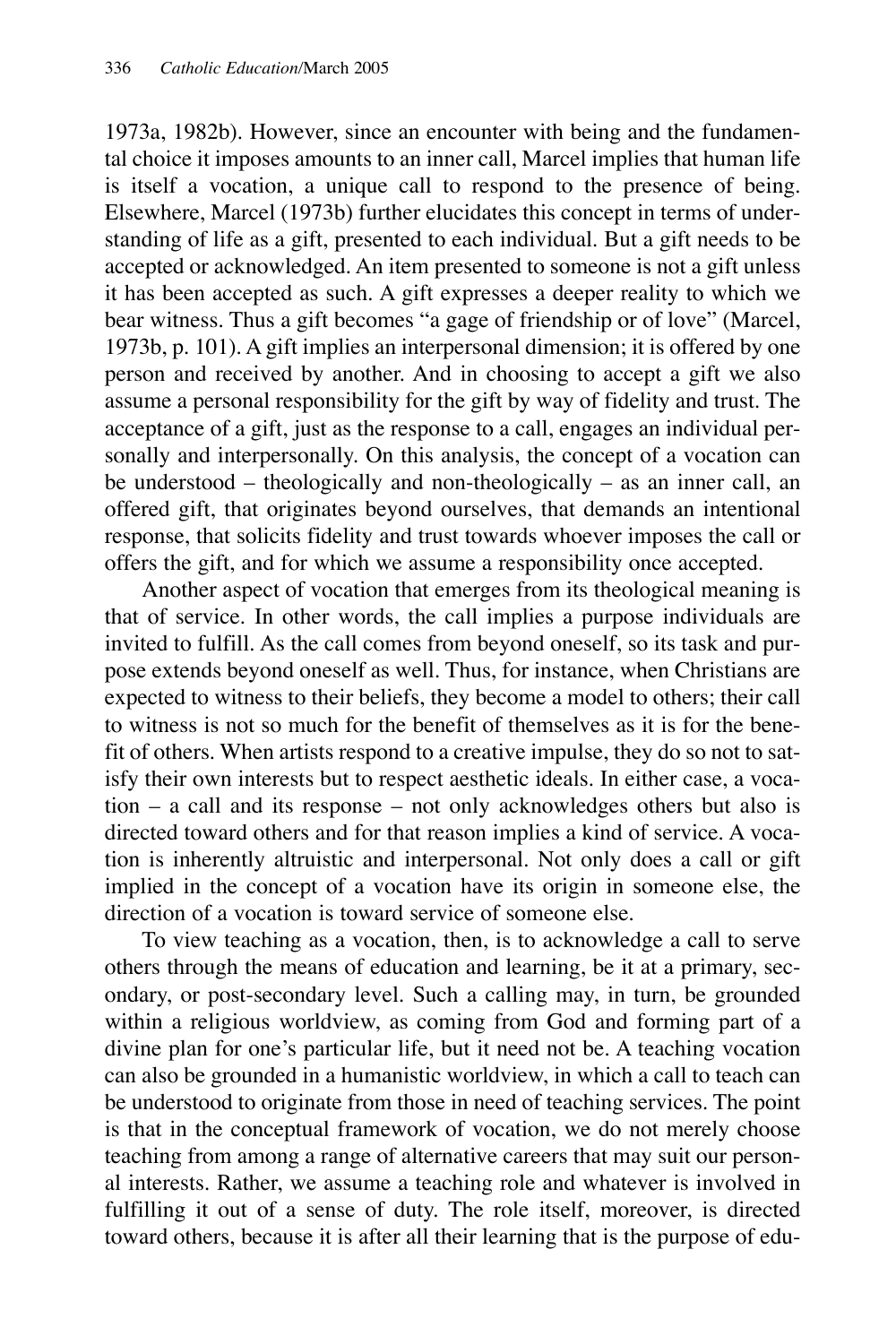1973a, 1982b). However, since an encounter with being and the fundamental choice it imposes amounts to an inner call, Marcel implies that human life is itself a vocation, a unique call to respond to the presence of being. Elsewhere, Marcel (1973b) further elucidates this concept in terms of understanding of life as a gift, presented to each individual. But a gift needs to be accepted or acknowledged. An item presented to someone is not a gift unless it has been accepted as such. A gift expresses a deeper reality to which we bear witness. Thus a gift becomes "a gage of friendship or of love" (Marcel, 1973b, p. 101). A gift implies an interpersonal dimension; it is offered by one person and received by another. And in choosing to accept a gift we also assume a personal responsibility for the gift by way of fidelity and trust. The acceptance of a gift, just as the response to a call, engages an individual personally and interpersonally. On this analysis, the concept of a vocation can be understood – theologically and non-theologically – as an inner call, an offered gift, that originates beyond ourselves, that demands an intentional response, that solicits fidelity and trust towards whoever imposes the call or offers the gift, and for which we assume a responsibility once accepted.

Another aspect of vocation that emerges from its theological meaning is that of service. In other words, the call implies a purpose individuals are invited to fulfill. As the call comes from beyond oneself, so its task and purpose extends beyond oneself as well. Thus, for instance, when Christians are expected to witness to their beliefs, they become a model to others; their call to witness is not so much for the benefit of themselves as it is for the benefit of others. When artists respond to a creative impulse, they do so not to satisfy their own interests but to respect aesthetic ideals. In either case, a vocation – a call and its response – not only acknowledges others but also is directed toward others and for that reason implies a kind of service. A vocation is inherently altruistic and interpersonal. Not only does a call or gift implied in the concept of a vocation have its origin in someone else, the direction of a vocation is toward service of someone else.

To view teaching as a vocation, then, is to acknowledge a call to serve others through the means of education and learning, be it at a primary, secondary, or post-secondary level. Such a calling may, in turn, be grounded within a religious worldview, as coming from God and forming part of a divine plan for one's particular life, but it need not be. A teaching vocation can also be grounded in a humanistic worldview, in which a call to teach can be understood to originate from those in need of teaching services. The point is that in the conceptual framework of vocation, we do not merely choose teaching from among a range of alternative careers that may suit our personal interests. Rather, we assume a teaching role and whatever is involved in fulfilling it out of a sense of duty. The role itself, moreover, is directed toward others, because it is after all their learning that is the purpose of edu-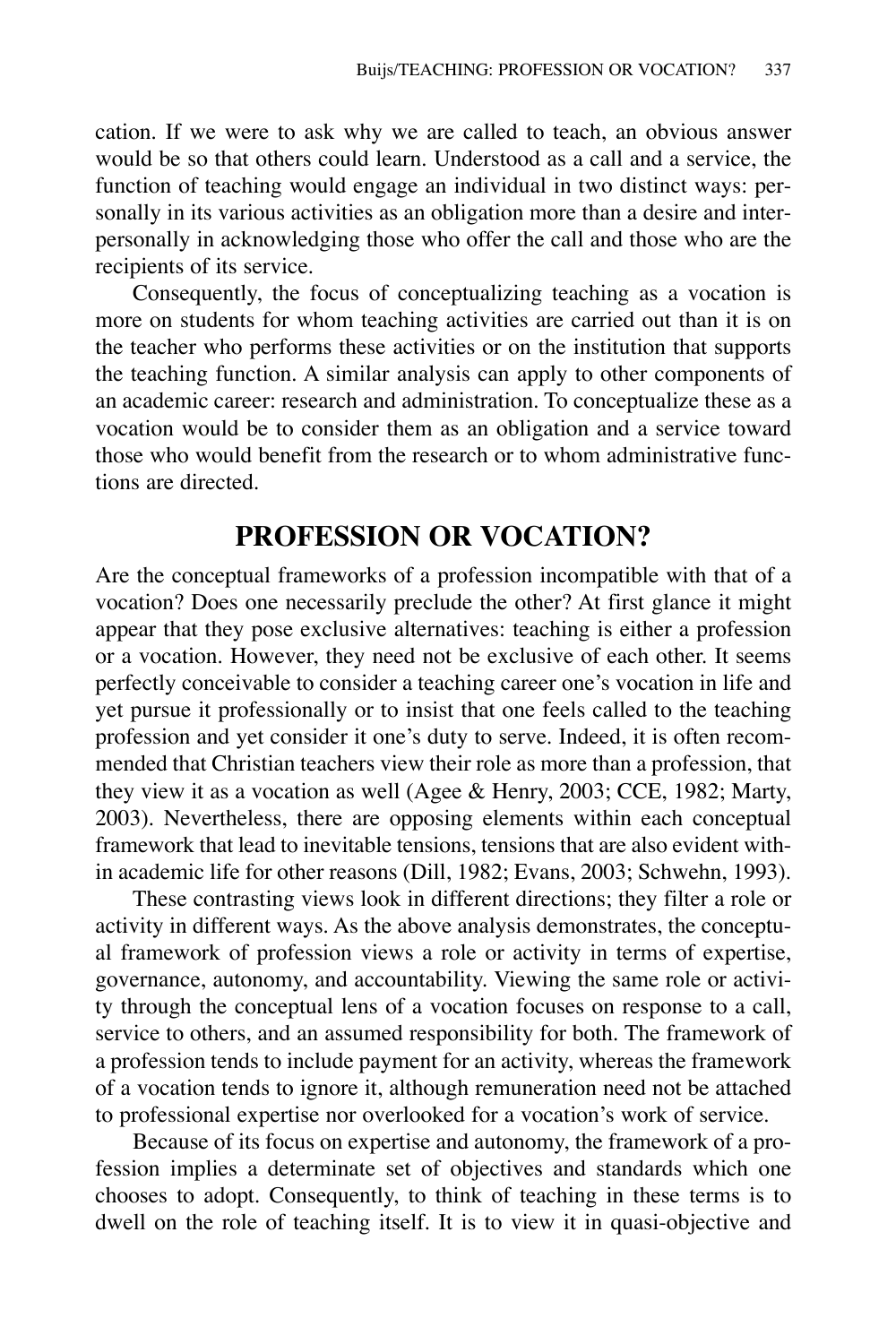cation. If we were to ask why we are called to teach, an obvious answer would be so that others could learn. Understood as a call and a service, the function of teaching would engage an individual in two distinct ways: personally in its various activities as an obligation more than a desire and interpersonally in acknowledging those who offer the call and those who are the recipients of its service.

Consequently, the focus of conceptualizing teaching as a vocation is more on students for whom teaching activities are carried out than it is on the teacher who performs these activities or on the institution that supports the teaching function. A similar analysis can apply to other components of an academic career: research and administration. To conceptualize these as a vocation would be to consider them as an obligation and a service toward those who would benefit from the research or to whom administrative functions are directed.

## PROFESSION OR VOCATION?

Are the conceptual frameworks of a profession incompatible with that of a vocation? Does one necessarily preclude the other? At first glance it might appear that they pose exclusive alternatives: teaching is either a profession or a vocation. However, they need not be exclusive of each other. It seems perfectly conceivable to consider a teaching career one's vocation in life and yet pursue it professionally or to insist that one feels called to the teaching profession and yet consider it one's duty to serve. Indeed, it is often recommended that Christian teachers view their role as more than a profession, that they view it as a vocation as well (Agee & Henry, 2003; CCE, 1982; Marty, 2003). Nevertheless, there are opposing elements within each conceptual framework that lead to inevitable tensions, tensions that are also evident within academic life for other reasons (Dill, 1982; Evans, 2003; Schwehn, 1993).

These contrasting views look in different directions; they filter a role or activity in different ways. As the above analysis demonstrates, the conceptual framework of profession views a role or activity in terms of expertise, governance, autonomy, and accountability. Viewing the same role or activity through the conceptual lens of a vocation focuses on response to a call, service to others, and an assumed responsibility for both. The framework of a profession tends to include payment for an activity, whereas the framework of a vocation tends to ignore it, although remuneration need not be attached to professional expertise nor overlooked for a vocation's work of service.

Because of its focus on expertise and autonomy, the framework of a profession implies a determinate set of objectives and standards which one chooses to adopt. Consequently, to think of teaching in these terms is to dwell on the role of teaching itself. It is to view it in quasi-objective and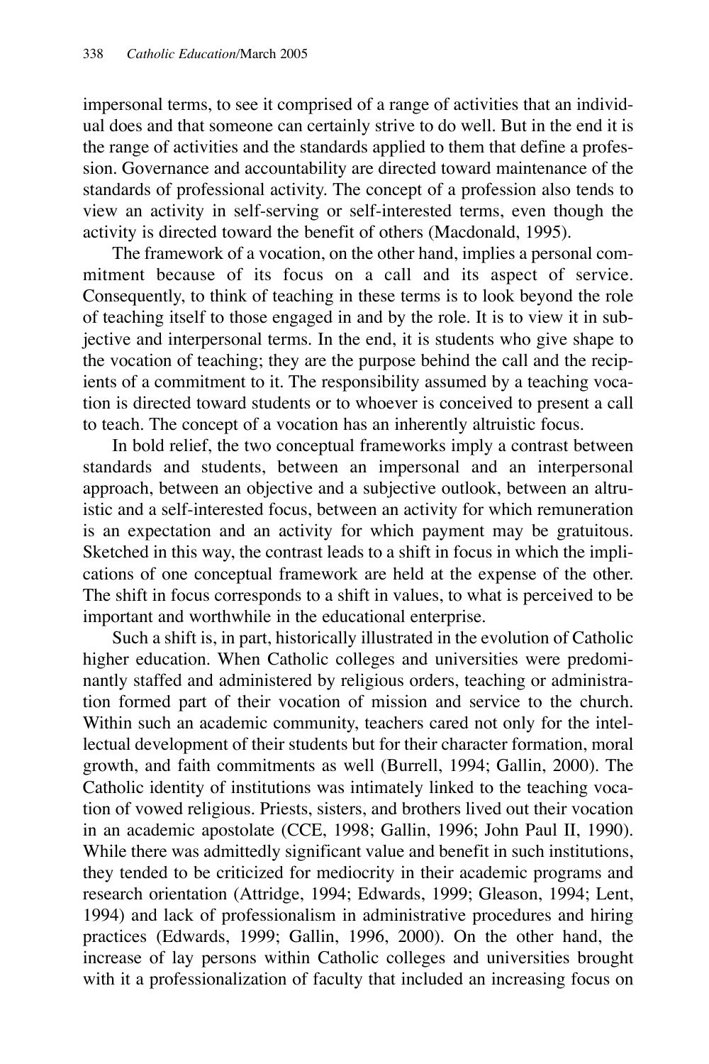impersonal terms, to see it comprised of a range of activities that an individual does and that someone can certainly strive to do well. But in the end it is the range of activities and the standards applied to them that define a profession. Governance and accountability are directed toward maintenance of the standards of professional activity. The concept of a profession also tends to view an activity in self-serving or self-interested terms, even though the activity is directed toward the benefit of others (Macdonald, 1995).

The framework of a vocation, on the other hand, implies a personal commitment because of its focus on a call and its aspect of service. Consequently, to think of teaching in these terms is to look beyond the role of teaching itself to those engaged in and by the role. It is to view it in subjective and interpersonal terms. In the end, it is students who give shape to the vocation of teaching; they are the purpose behind the call and the recipients of a commitment to it. The responsibility assumed by a teaching vocation is directed toward students or to whoever is conceived to present a call to teach. The concept of a vocation has an inherently altruistic focus.

In bold relief, the two conceptual frameworks imply a contrast between standards and students, between an impersonal and an interpersonal approach, between an objective and a subjective outlook, between an altruistic and a self-interested focus, between an activity for which remuneration is an expectation and an activity for which payment may be gratuitous. Sketched in this way, the contrast leads to a shift in focus in which the implications of one conceptual framework are held at the expense of the other. The shift in focus corresponds to a shift in values, to what is perceived to be important and worthwhile in the educational enterprise.

Such a shift is, in part, historically illustrated in the evolution of Catholic higher education. When Catholic colleges and universities were predominantly staffed and administered by religious orders, teaching or administration formed part of their vocation of mission and service to the church. Within such an academic community, teachers cared not only for the intellectual development of their students but for their character formation, moral growth, and faith commitments as well (Burrell, 1994; Gallin, 2000). The Catholic identity of institutions was intimately linked to the teaching vocation of vowed religious. Priests, sisters, and brothers lived out their vocation in an academic apostolate (CCE, 1998; Gallin, 1996; John Paul II, 1990). While there was admittedly significant value and benefit in such institutions, they tended to be criticized for mediocrity in their academic programs and research orientation (Attridge, 1994; Edwards, 1999; Gleason, 1994; Lent, 1994) and lack of professionalism in administrative procedures and hiring practices (Edwards, 1999; Gallin, 1996, 2000). On the other hand, the increase of lay persons within Catholic colleges and universities brought with it a professionalization of faculty that included an increasing focus on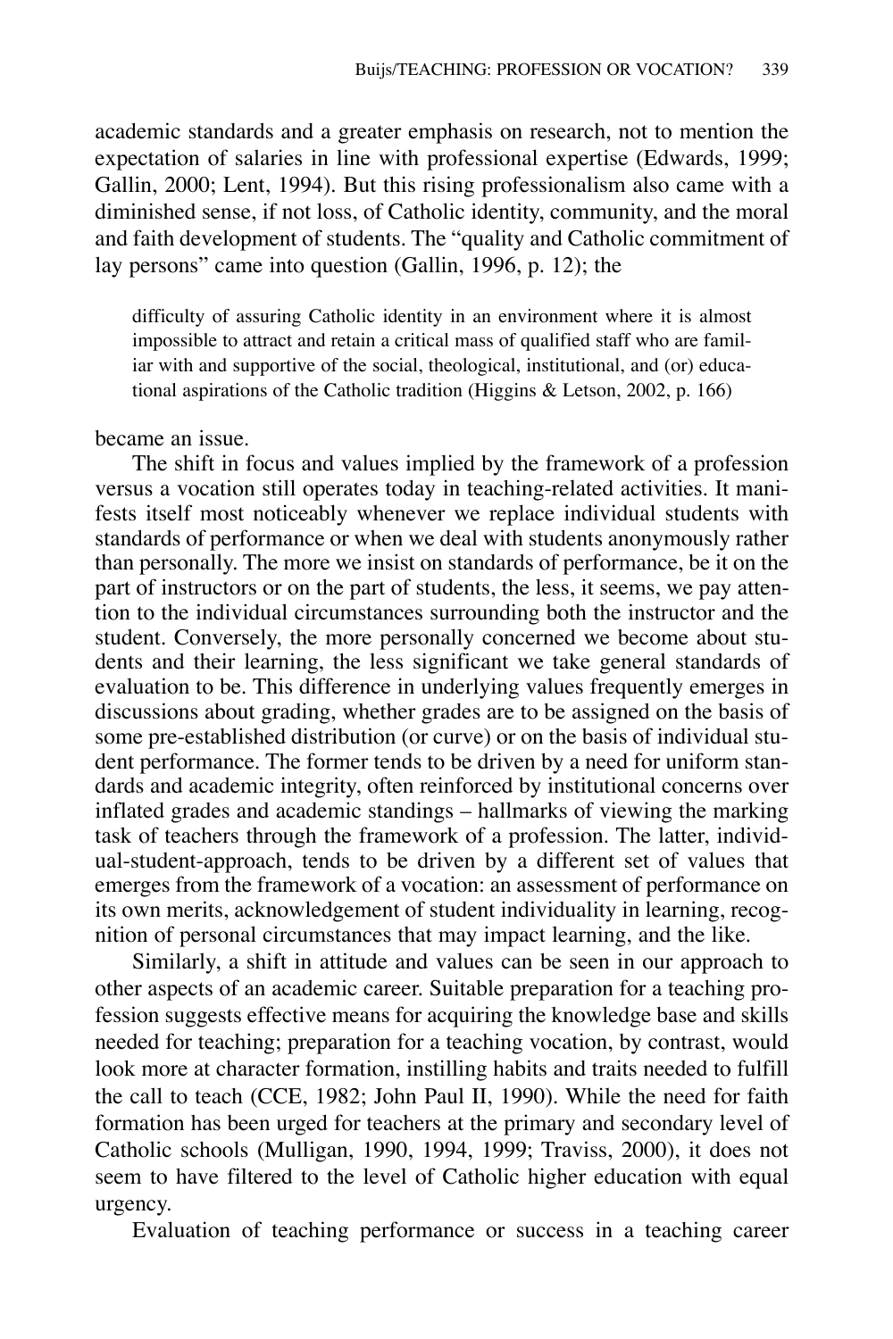academic standards and a greater emphasis on research, not to mention the expectation of salaries in line with professional expertise (Edwards, 1999; Gallin, 2000; Lent, 1994). But this rising professionalism also came with a diminished sense, if not loss, of Catholic identity, community, and the moral and faith development of students. The "quality and Catholic commitment of lay persons" came into question (Gallin, 1996, p. 12); the

> difficulty of assuring Catholic identity in an environment where it is almost impossible to attract and retain a critical mass of qualified staff who are familiar with and supportive of the social, theological, institutional, and (or) educational aspirations of the Catholic tradition (Higgins & Letson, 2002, p. 166)

became an issue.

The shift in focus and values implied by the framework of a profession versus a vocation still operates today in teaching-related activities. It manifests itself most noticeably whenever we replace individual students with standards of performance or when we deal with students anonymously rather than personally. The more we insist on standards of performance, be it on the part of instructors or on the part of students, the less, it seems, we pay attention to the individual circumstances surrounding both the instructor and the student. Conversely, the more personally concerned we become about students and their learning, the less significant we take general standards of evaluation to be. This difference in underlying values frequently emerges in discussions about grading, whether grades are to be assigned on the basis of some pre-established distribution (or curve) or on the basis of individual student performance. The former tends to be driven by a need for uniform standards and academic integrity, often reinforced by institutional concerns over inflated grades and academic standings – hallmarks of viewing the marking task of teachers through the framework of a profession. The latter, individual-student-approach, tends to be driven by a different set of values that emerges from the framework of a vocation: an assessment of performance on its own merits, acknowledgement of student individuality in learning, recognition of personal circumstances that may impact learning, and the like.

Similarly, a shift in attitude and values can be seen in our approach to other aspects of an academic career. Suitable preparation for a teaching profession suggests effective means for acquiring the knowledge base and skills needed for teaching; preparation for a teaching vocation, by contrast, would look more at character formation, instilling habits and traits needed to fulfill the call to teach (CCE, 1982; John Paul II, 1990). While the need for faith formation has been urged for teachers at the primary and secondary level of Catholic schools (Mulligan, 1990, 1994, 1999; Traviss, 2000), it does not seem to have filtered to the level of Catholic higher education with equal urgency.

Evaluation of teaching performance or success in a teaching career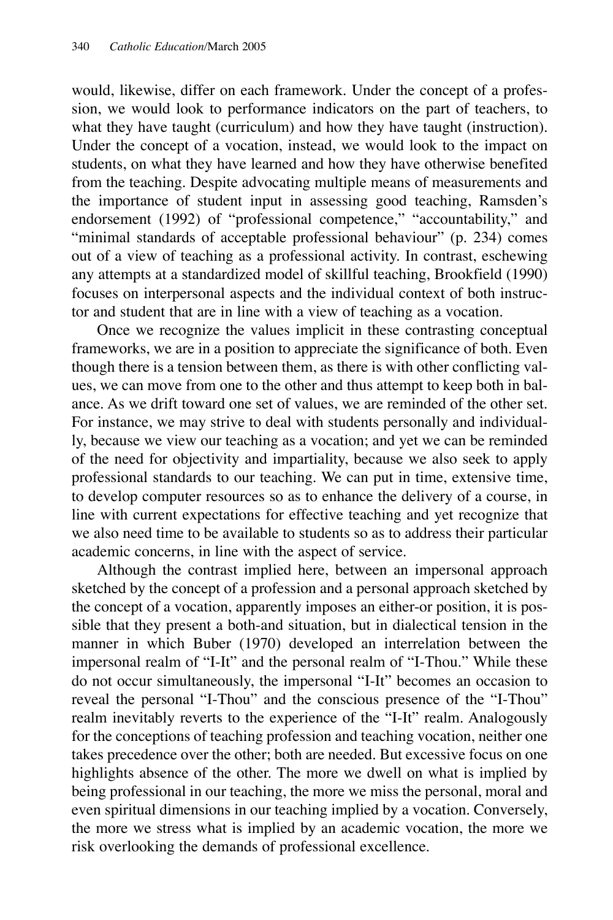would, likewise, differ on each framework. Under the concept of a profession, we would look to performance indicators on the part of teachers, to what they have taught (curriculum) and how they have taught (instruction). Under the concept of a vocation, instead, we would look to the impact on students, on what they have learned and how they have otherwise benefited from the teaching. Despite advocating multiple means of measurements and the importance of student input in assessing good teaching, Ramsden's endorsement (1992) of "professional competence," "accountability," and "minimal standards of acceptable professional behaviour" (p. 234) comes out of a view of teaching as a professional activity. In contrast, eschewing any attempts at a standardized model of skillful teaching, Brookfield (1990) focuses on interpersonal aspects and the individual context of both instructor and student that are in line with a view of teaching as a vocation.

Once we recognize the values implicit in these contrasting conceptual frameworks, we are in a position to appreciate the significance of both. Even though there is a tension between them, as there is with other conflicting values, we can move from one to the other and thus attempt to keep both in balance. As we drift toward one set of values, we are reminded of the other set. For instance, we may strive to deal with students personally and individually, because we view our teaching as a vocation; and yet we can be reminded of the need for objectivity and impartiality, because we also seek to apply professional standards to our teaching. We can put in time, extensive time, to develop computer resources so as to enhance the delivery of a course, in line with current expectations for effective teaching and yet recognize that we also need time to be available to students so as to address their particular academic concerns, in line with the aspect of service.

Although the contrast implied here, between an impersonal approach sketched by the concept of a profession and a personal approach sketched by the concept of a vocation, apparently imposes an either-or position, it is possible that they present a both-and situation, but in dialectical tension in the manner in which Buber (1970) developed an interrelation between the impersonal realm of "I-It" and the personal realm of "I-Thou." While these do not occur simultaneously, the impersonal "I-It" becomes an occasion to reveal the personal "I-Thou" and the conscious presence of the "I-Thou" realm inevitably reverts to the experience of the "I-It" realm. Analogously for the conceptions of teaching profession and teaching vocation, neither one takes precedence over the other; both are needed. But excessive focus on one highlights absence of the other. The more we dwell on what is implied by being professional in our teaching, the more we miss the personal, moral and even spiritual dimensions in our teaching implied by a vocation. Conversely, the more we stress what is implied by an academic vocation, the more we risk overlooking the demands of professional excellence.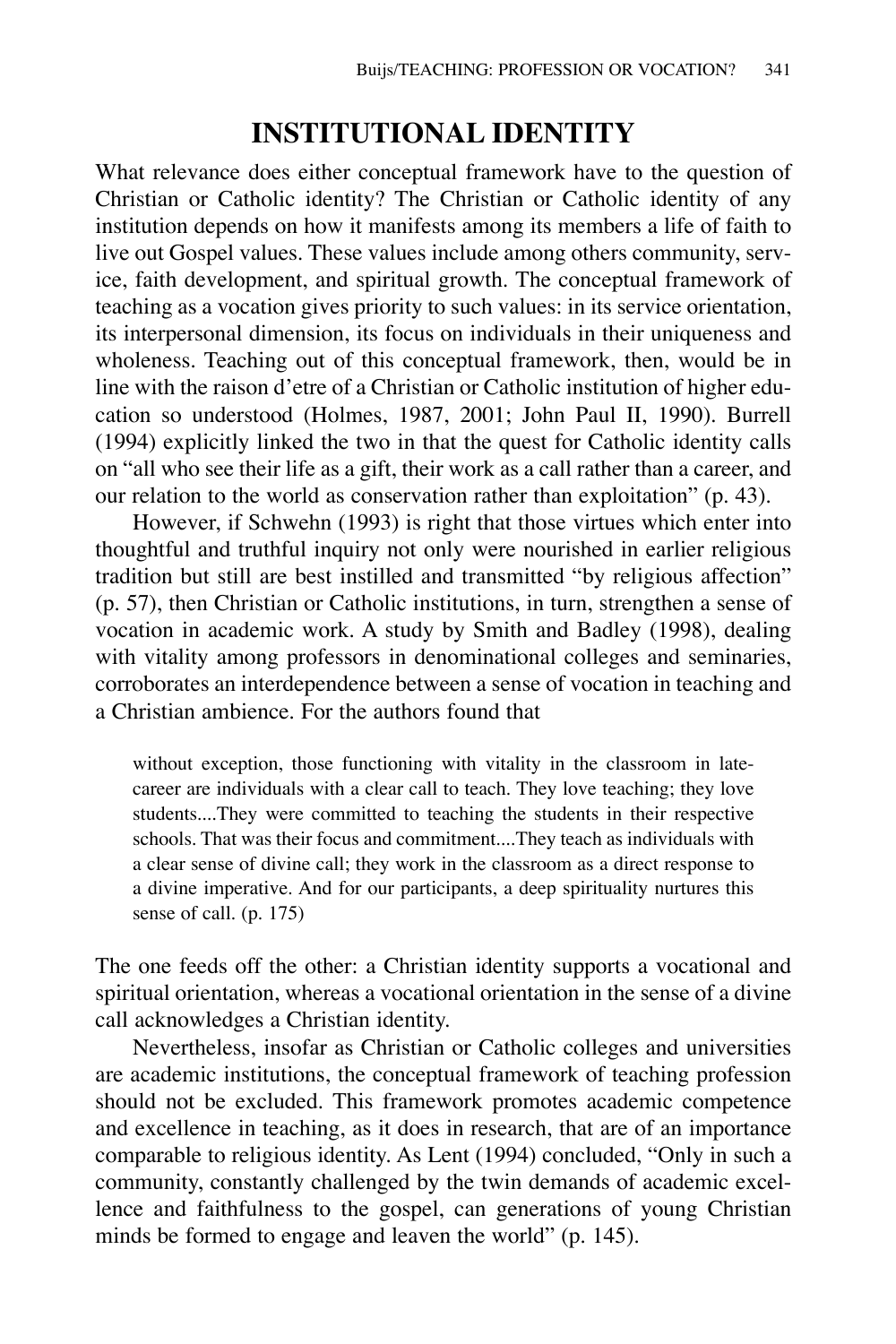## INSTITUTIONAL IDENTITY

What relevance does either conceptual framework have to the question of Christian or Catholic identity? The Christian or Catholic identity of any institution depends on how it manifests among its members a life of faith to live out Gospel values. These values include among others community, service, faith development, and spiritual growth. The conceptual framework of teaching as a vocation gives priority to such values: in its service orientation, its interpersonal dimension, its focus on individuals in their uniqueness and wholeness. Teaching out of this conceptual framework, then, would be in line with the raison d'etre of a Christian or Catholic institution of higher education so understood (Holmes, 1987, 2001; John Paul II, 1990). Burrell (1994) explicitly linked the two in that the quest for Catholic identity calls on "all who see their life as a gift, their work as a call rather than a career, and our relation to the world as conservation rather than exploitation" (p. 43).

However, if Schwehn (1993) is right that those virtues which enter into thoughtful and truthful inquiry not only were nourished in earlier religious tradition but still are best instilled and transmitted "by religious affection" (p. 57), then Christian or Catholic institutions, in turn, strengthen a sense of vocation in academic work. A study by Smith and Badley (1998), dealing with vitality among professors in denominational colleges and seminaries, corroborates an interdependence between a sense of vocation in teaching and a Christian ambience. For the authors found that

> without exception, those functioning with vitality in the classroom in late-career are individuals with a clear call to teach. They love teaching; they love students....They were committed to teaching the students in their respective schools. That was their focus and commitment....They teach as individuals with a clear sense of divine call; they work in the classroom as a direct response to a divine imperative. And for our participants, a deep spirituality nurtures this sense of call. (p. 175)

The one feeds off the other: a Christian identity supports a vocational and spiritual orientation, whereas a vocational orientation in the sense of a divine call acknowledges a Christian identity.

Nevertheless, insofar as Christian or Catholic colleges and universities are academic institutions, the conceptual framework of teaching profession should not be excluded. This framework promotes academic competence and excellence in teaching, as it does in research, that are of an importance comparable to religious identity. As Lent (1994) concluded, "Only in such a community, constantly challenged by the twin demands of academic excellence and faithfulness to the gospel, can generations of young Christian minds be formed to engage and leaven the world" (p. 145).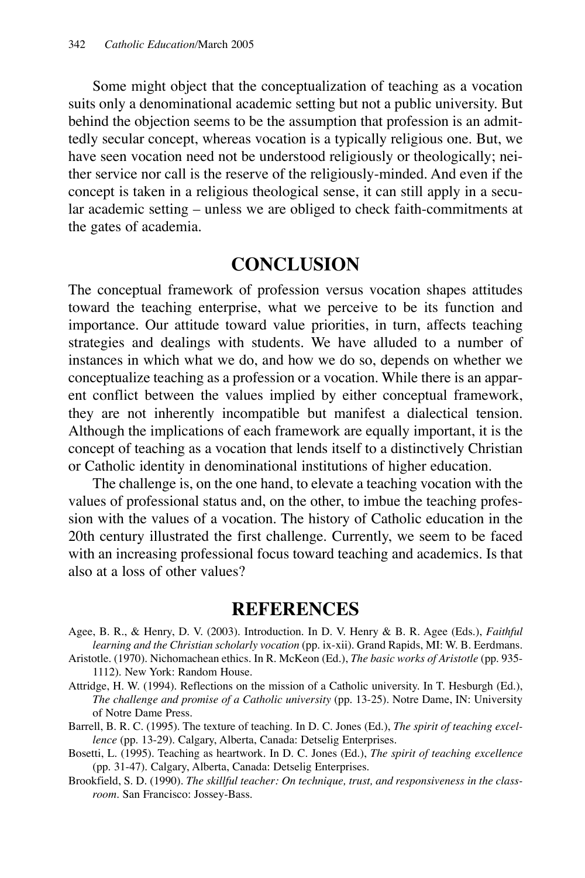Some might object that the conceptualization of teaching as a vocation suits only a denominational academic setting but not a public university. But behind the objection seems to be the assumption that profession is an admittedly secular concept, whereas vocation is a typically religious one. But, we have seen vocation need not be understood religiously or theologically; neither service nor call is the reserve of the religiously-minded. And even if the concept is taken in a religious theological sense, it can still apply in a secular academic setting – unless we are obliged to check faith-commitments at the gates of academia.

## CONCLUSION

The conceptual framework of profession versus vocation shapes attitudes toward the teaching enterprise, what we perceive to be its function and importance. Our attitude toward value priorities, in turn, affects teaching strategies and dealings with students. We have alluded to a number of instances in which what we do, and how we do so, depends on whether we conceptualize teaching as a profession or a vocation. While there is an apparent conflict between the values implied by either conceptual framework, they are not inherently incompatible but manifest a dialectical tension. Although the implications of each framework are equally important, it is the concept of teaching as a vocation that lends itself to a distinctively Christian or Catholic identity in denominational institutions of higher education.

The challenge is, on the one hand, to elevate a teaching vocation with the values of professional status and, on the other, to imbue the teaching profession with the values of a vocation. The history of Catholic education in the 20th century illustrated the first challenge. Currently, we seem to be faced with an increasing professional focus toward teaching and academics. Is that also at a loss of other values?

## REFERENCES

Agee, B. R., & Henry, D. V. (2003). Introduction. In D. V. Henry & B. R. Agee (Eds.), *Faithful learning and the Christian scholarly vocation* (pp. ix-xii). Grand Rapids, MI: W. B. Eerdmans.

Aristotle. (1970). Nichomachean ethics. In R. McKeon (Ed.), *The basic works of Aristotle* (pp. 935-1112). New York: Random House.

Attridge, H. W. (1994). Reflections on the mission of a Catholic university. In T. Hesburgh (Ed.), *The challenge and promise of a Catholic university* (pp. 13-25). Notre Dame, IN: University of Notre Dame Press.

Barrell, B. R. C. (1995). The texture of teaching. In D. C. Jones (Ed.), *The spirit of teaching excellence* (pp. 13-29). Calgary, Alberta, Canada: Detselig Enterprises.

Bosetti, L. (1995). Teaching as heartwork. In D. C. Jones (Ed.), *The spirit of teaching excellence* (pp. 31-47). Calgary, Alberta, Canada: Detselig Enterprises.

Brookfield, S. D. (1990). *The skillful teacher: On technique, trust, and responsiveness in the classroom*. San Francisco: Jossey-Bass.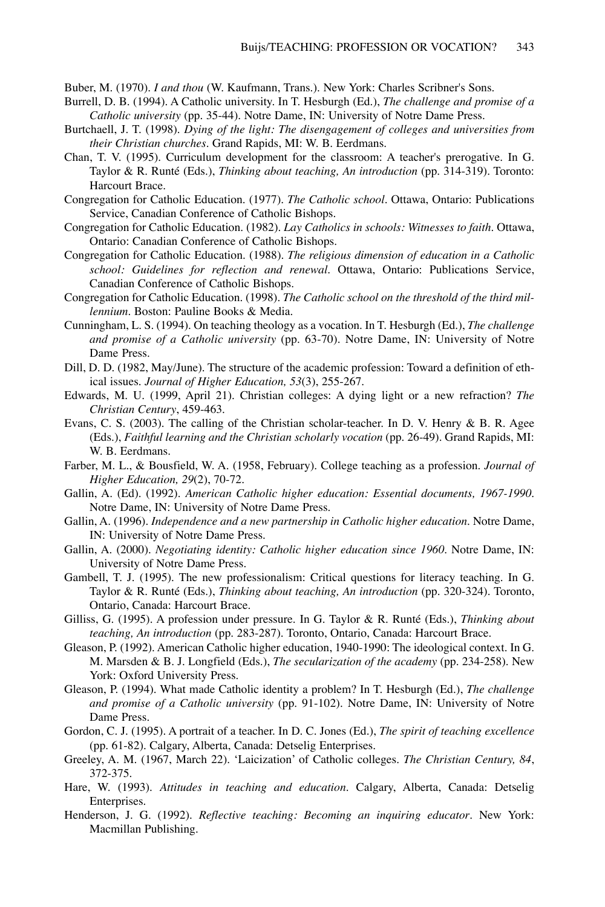Buber, M. (1970). *I and thou* (W. Kaufmann, Trans.). New York: Charles Scribner's Sons.

Burrell, D. B. (1994). A Catholic university. In T. Hesburgh (Ed.), *The challenge and promise of a Catholic university* (pp. 35-44). Notre Dame, IN: University of Notre Dame Press.

Burtchaell, J. T. (1998). *Dying of the light: The disengagement of colleges and universities from their Christian churches*. Grand Rapids, MI: W. B. Eerdmans.

Chan, T. V. (1995). Curriculum development for the classroom: A teacher's prerogative. In G. Taylor & R. Runté (Eds.), *Thinking about teaching, An introduction* (pp. 314-319). Toronto: Harcourt Brace.

Congregation for Catholic Education. (1977). *The Catholic school*. Ottawa, Ontario: Publications Service, Canadian Conference of Catholic Bishops.

Congregation for Catholic Education. (1982). *Lay Catholics in schools: Witnesses to faith*. Ottawa, Ontario: Canadian Conference of Catholic Bishops.

Congregation for Catholic Education. (1988). *The religious dimension of education in a Catholic school: Guidelines for reflection and renewal*. Ottawa, Ontario: Publications Service, Canadian Conference of Catholic Bishops.

Congregation for Catholic Education. (1998). *The Catholic school on the threshold of the third millennium*. Boston: Pauline Books & Media.

Cunningham, L. S. (1994). On teaching theology as a vocation. In T. Hesburgh (Ed.), *The challenge and promise of a Catholic university* (pp. 63-70). Notre Dame, IN: University of Notre Dame Press.

Dill, D. D. (1982, May/June). The structure of the academic profession: Toward a definition of ethical issues. *Journal of Higher Education, 53*(3), 255-267.

Edwards, M. U. (1999, April 21). Christian colleges: A dying light or a new refraction? *The Christian Century*, 459-463.

Evans, C. S. (2003). The calling of the Christian scholar-teacher. In D. V. Henry & B. R. Agee (Eds.), *Faithful learning and the Christian scholarly vocation* (pp. 26-49). Grand Rapids, MI: W. B. Eerdmans.

Farber, M. L., & Bousfield, W. A. (1958, February). College teaching as a profession. *Journal of Higher Education, 29*(2), 70-72.

Gallin, A. (Ed). (1992). *American Catholic higher education: Essential documents, 1967-1990*. Notre Dame, IN: University of Notre Dame Press.

Gallin, A. (1996). *Independence and a new partnership in Catholic higher education*. Notre Dame, IN: University of Notre Dame Press.

Gallin, A. (2000). *Negotiating identity: Catholic higher education since 1960*. Notre Dame, IN: University of Notre Dame Press.

Gambell, T. J. (1995). The new professionalism: Critical questions for literacy teaching. In G. Taylor & R. Runté (Eds.), *Thinking about teaching, An introduction* (pp. 320-324). Toronto, Ontario, Canada: Harcourt Brace.

Gilliss, G. (1995). A profession under pressure. In G. Taylor & R. Runté (Eds.), *Thinking about teaching, An introduction* (pp. 283-287). Toronto, Ontario, Canada: Harcourt Brace.

Gleason, P. (1992). American Catholic higher education, 1940-1990: The ideological context. In G. M. Marsden & B. J. Longfield (Eds.), *The secularization of the academy* (pp. 234-258). New York: Oxford University Press.

Gleason, P. (1994). What made Catholic identity a problem? In T. Hesburgh (Ed.), *The challenge and promise of a Catholic university* (pp. 91-102). Notre Dame, IN: University of Notre Dame Press.

Gordon, C. J. (1995). A portrait of a teacher. In D. C. Jones (Ed.), *The spirit of teaching excellence* (pp. 61-82). Calgary, Alberta, Canada: Detselig Enterprises.

Greeley, A. M. (1967, March 22). 'Laicization' of Catholic colleges. *The Christian Century, 84*, 372-375.

Hare, W. (1993). *Attitudes in teaching and education*. Calgary, Alberta, Canada: Detselig Enterprises.

Henderson, J. G. (1992). *Reflective teaching: Becoming an inquiring educator*. New York: Macmillan Publishing.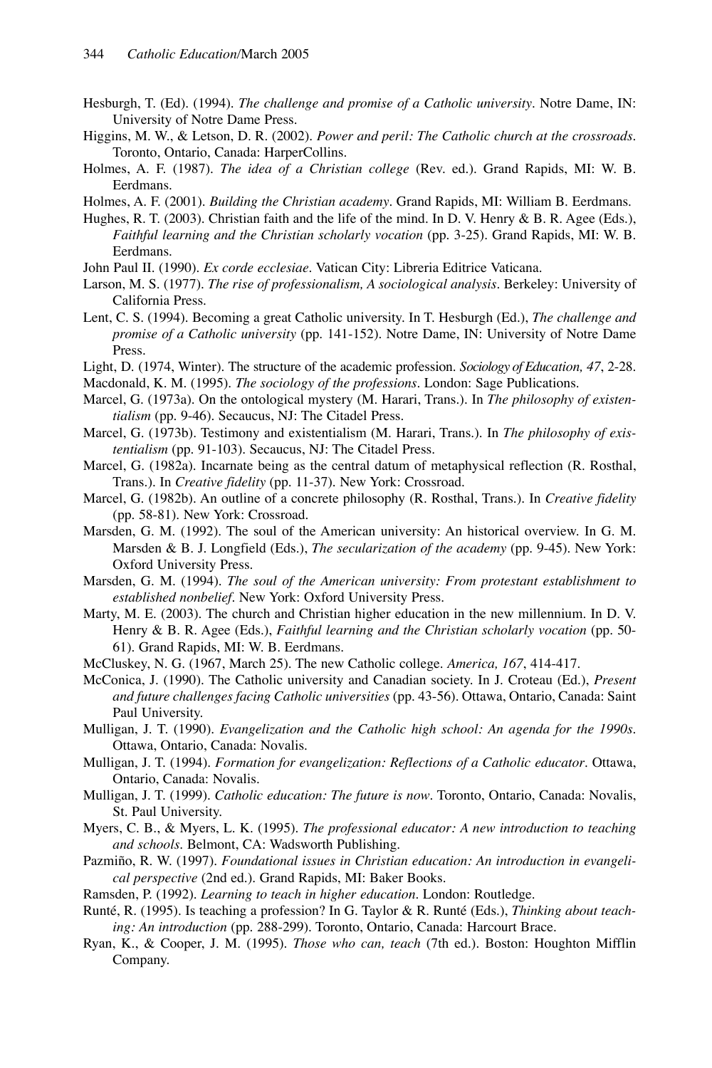Hesburgh, T. (Ed). (1994). *The challenge and promise of a Catholic university*. Notre Dame, IN: University of Notre Dame Press.

Higgins, M. W., & Letson, D. R. (2002). *Power and peril: The Catholic church at the crossroads*. Toronto, Ontario, Canada: HarperCollins.

Holmes, A. F. (1987). *The idea of a Christian college* (Rev. ed.). Grand Rapids, MI: W. B. Eerdmans.

Holmes, A. F. (2001). *Building the Christian academy*. Grand Rapids, MI: William B. Eerdmans.

Hughes, R. T. (2003). Christian faith and the life of the mind. In D. V. Henry & B. R. Agee (Eds.), *Faithful learning and the Christian scholarly vocation* (pp. 3-25). Grand Rapids, MI: W. B. Eerdmans.

John Paul II. (1990). *Ex corde ecclesiae*. Vatican City: Libreria Editrice Vaticana.

Larson, M. S. (1977). *The rise of professionalism, A sociological analysis*. Berkeley: University of California Press.

Lent, C. S. (1994). Becoming a great Catholic university. In T. Hesburgh (Ed.), *The challenge and promise of a Catholic university* (pp. 141-152). Notre Dame, IN: University of Notre Dame Press.

Light, D. (1974, Winter). The structure of the academic profession. *Sociology of Education, 47*, 2-28.

Macdonald, K. M. (1995). *The sociology of the professions*. London: Sage Publications.

Marcel, G. (1973a). On the ontological mystery (M. Harari, Trans.). In *The philosophy of existentialism* (pp. 9-46). Secaucus, NJ: The Citadel Press.

Marcel, G. (1973b). Testimony and existentialism (M. Harari, Trans.). In *The philosophy of existentialism* (pp. 91-103). Secaucus, NJ: The Citadel Press.

Marcel, G. (1982a). Incarnate being as the central datum of metaphysical reflection (R. Rosthal, Trans.). In *Creative fidelity* (pp. 11-37). New York: Crossroad.

Marcel, G. (1982b). An outline of a concrete philosophy (R. Rosthal, Trans.). In *Creative fidelity* (pp. 58-81). New York: Crossroad.

Marsden, G. M. (1992). The soul of the American university: An historical overview. In G. M. Marsden & B. J. Longfield (Eds.), *The secularization of the academy* (pp. 9-45). New York: Oxford University Press.

Marsden, G. M. (1994). *The soul of the American university: From protestant establishment to established nonbelief*. New York: Oxford University Press.

Marty, M. E. (2003). The church and Christian higher education in the new millennium. In D. V. Henry & B. R. Agee (Eds.), *Faithful learning and the Christian scholarly vocation* (pp. 50-61). Grand Rapids, MI: W. B. Eerdmans.

McCluskey, N. G. (1967, March 25). The new Catholic college. *America, 167*, 414-417.

McConica, J. (1990). The Catholic university and Canadian society. In J. Croteau (Ed.), *Present and future challenges facing Catholic universities* (pp. 43-56). Ottawa, Ontario, Canada: Saint Paul University.

Mulligan, J. T. (1990). *Evangelization and the Catholic high school: An agenda for the 1990s*. Ottawa, Ontario, Canada: Novalis.

Mulligan, J. T. (1994). *Formation for evangelization: Reflections of a Catholic educator*. Ottawa, Ontario, Canada: Novalis.

Mulligan, J. T. (1999). *Catholic education: The future is now*. Toronto, Ontario, Canada: Novalis, St. Paul University.

Myers, C. B., & Myers, L. K. (1995). *The professional educator: A new introduction to teaching and schools*. Belmont, CA: Wadsworth Publishing.

Pazmiño, R. W. (1997). *Foundational issues in Christian education: An introduction in evangelical perspective* (2nd ed.). Grand Rapids, MI: Baker Books.

Ramsden, P. (1992). *Learning to teach in higher education*. London: Routledge.

Runté, R. (1995). Is teaching a profession? In G. Taylor & R. Runté (Eds.), *Thinking about teaching: An introduction* (pp. 288-299). Toronto, Ontario, Canada: Harcourt Brace.

Ryan, K., & Cooper, J. M. (1995). *Those who can, teach* (7th ed.). Boston: Houghton Mifflin Company.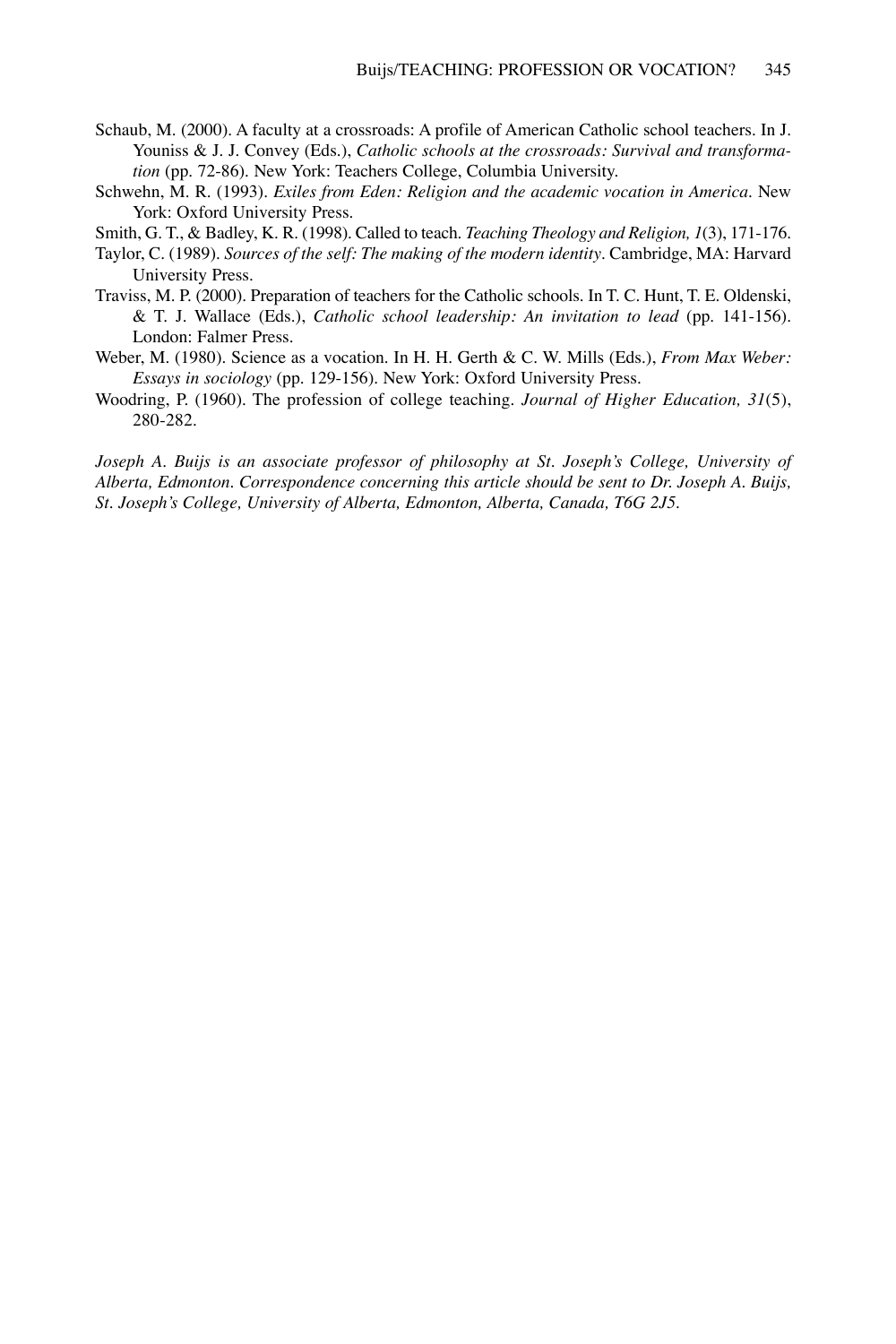Schaub, M. (2000). A faculty at a crossroads: A profile of American Catholic school teachers. In J. Youniss & J. J. Convey (Eds.), *Catholic schools at the crossroads: Survival and transformation* (pp. 72-86). New York: Teachers College, Columbia University.

Schwehn, M. R. (1993). *Exiles from Eden: Religion and the academic vocation in America*. New York: Oxford University Press.

Smith, G. T., & Badley, K. R. (1998). Called to teach. *Teaching Theology and Religion, 1*(3), 171-176.

Taylor, C. (1989). *Sources of the self: The making of the modern identity*. Cambridge, MA: Harvard University Press.

Traviss, M. P. (2000). Preparation of teachers for the Catholic schools. In T. C. Hunt, T. E. Oldenski, & T. J. Wallace (Eds.), *Catholic school leadership: An invitation to lead* (pp. 141-156). London: Falmer Press.

Weber, M. (1980). Science as a vocation. In H. H. Gerth & C. W. Mills (Eds.), *From Max Weber: Essays in sociology* (pp. 129-156). New York: Oxford University Press.

Woodring, P. (1960). The profession of college teaching. *Journal of Higher Education, 31*(5), 280-282.

*Joseph A. Buijs is an associate professor of philosophy at St. Joseph's College, University of Alberta, Edmonton. Correspondence concerning this article should be sent to Dr. Joseph A. Buijs, St. Joseph's College, University of Alberta, Edmonton, Alberta, Canada, T6G 2J5.*